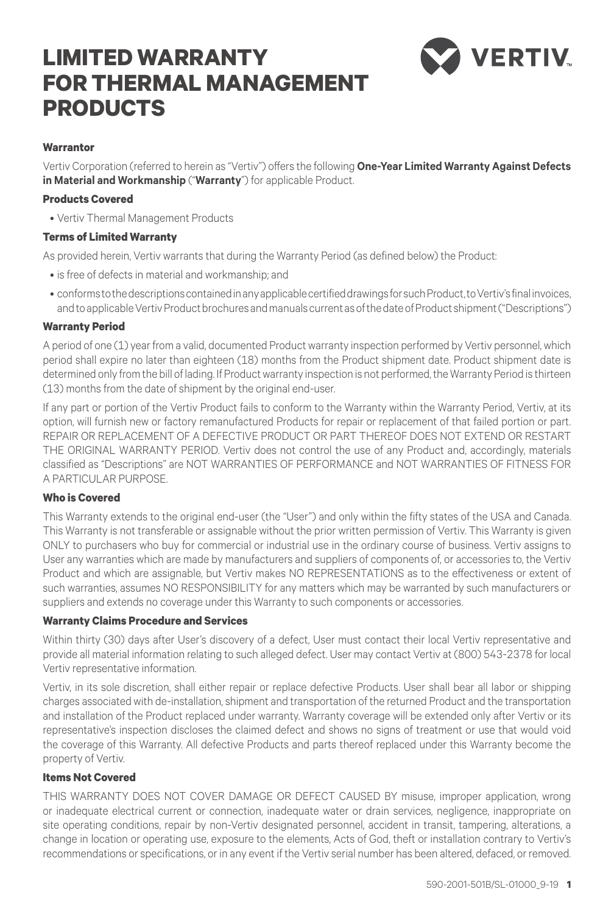# LIMITED WARRANTY FOR THERMAL MANAGEMENT PRODUCTS

VERTIV

**Warrantor**

Vertiv Corporation (referred to herein as "Vertiv") offers the following **One-Year Limited Warranty Against Defects in Material and Workmanship** ("**Warranty**") for applicable Product.

**Products Covered**

- Vertiv Thermal Management Products

**Terms of Limited Warranty**

As provided herein, Vertiv warrants that during the Warranty Period (as defined below) the Product:

- is free of defects in material and workmanship; and
- conforms to the descriptions contained in any applicable certified drawings for such Product, to Vertiv's final invoices, and to applicable Vertiv Product brochures and manuals current as of the date of Product shipment ("Descriptions")

**Warranty Period**

A period of one (1) year from a valid, documented Product warranty inspection performed by Vertiv personnel, which period shall expire no later than eighteen (18) months from the Product shipment date. Product shipment date is determined only from the bill of lading. If Product warranty inspection is not performed, the Warranty Period is thirteen (13) months from the date of shipment by the original end-user.

If any part or portion of the Vertiv Product fails to conform to the Warranty within the Warranty Period, Vertiv, at its option, will furnish new or factory remanufactured Products for repair or replacement of that failed portion or part. REPAIR OR REPLACEMENT OF A DEFECTIVE PRODUCT OR PART THEREOF DOES NOT EXTEND OR RESTART THE ORIGINAL WARRANTY PERIOD. Vertiv does not control the use of any Product and, accordingly, materials classified as "Descriptions" are NOT WARRANTIES OF PERFORMANCE and NOT WARRANTIES OF FITNESS FOR A PARTICULAR PURPOSE.

**Who is Covered**

This Warranty extends to the original end-user (the "User") and only within the fifty states of the USA and Canada. This Warranty is not transferable or assignable without the prior written permission of Vertiv. This Warranty is given ONLY to purchasers who buy for commercial or industrial use in the ordinary course of business. Vertiv assigns to User any warranties which are made by manufacturers and suppliers of components of, or accessories to, the Vertiv Product and which are assignable, but Vertiv makes NO REPRESENTATIONS as to the effectiveness or extent of such warranties, assumes NO RESPONSIBILITY for any matters which may be warranted by such manufacturers or suppliers and extends no coverage under this Warranty to such components or accessories.

**Warranty Claims Procedure and Services**

Within thirty (30) days after User's discovery of a defect, User must contact their local Vertiv representative and provide all material information relating to such alleged defect. User may contact Vertiv at (800) 543-2378 for local Vertiv representative information.

Vertiv, in its sole discretion, shall either repair or replace defective Products. User shall bear all labor or shipping charges associated with de-installation, shipment and transportation of the returned Product and the transportation and installation of the Product replaced under warranty. Warranty coverage will be extended only after Vertiv or its representative's inspection discloses the claimed defect and shows no signs of treatment or use that would void the coverage of this Warranty. All defective Products and parts thereof replaced under this Warranty become the property of Vertiv.

**Items Not Covered**

THIS WARRANTY DOES NOT COVER DAMAGE OR DEFECT CAUSED BY misuse, improper application, wrong or inadequate electrical current or connection, inadequate water or drain services, negligence, inappropriate on site operating conditions, repair by non-Vertiv designated personnel, accident in transit, tampering, alterations, a change in location or operating use, exposure to the elements, Acts of God, theft or installation contrary to Vertiv's recommendations or specifications, or in any event if the Vertiv serial number has been altered, defaced, or removed.

590-2001-501B/SL-01000_9-19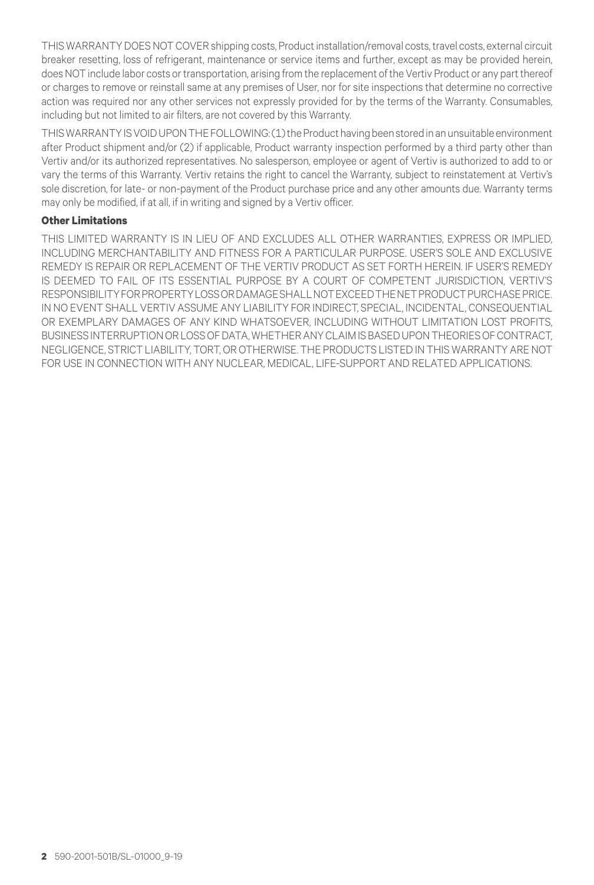THIS WARRANTY DOES NOT COVER shipping costs, Product installation/removal costs, travel costs, external circuit breaker resetting, loss of refrigerant, maintenance or service items and further, except as may be provided herein, does NOT include labor costs or transportation, arising from the replacement of the Vertiv Product or any part thereof or charges to remove or reinstall same at any premises of User, nor for site inspections that determine no corrective action was required nor any other services not expressly provided for by the terms of the Warranty. Consumables, including but not limited to air filters, are not covered by this Warranty.

THIS WARRANTY IS VOID UPON THE FOLLOWING: (1) the Product having been stored in an unsuitable environment after Product shipment and/or (2) if applicable, Product warranty inspection performed by a third party other than Vertiv and/or its authorized representatives. No salesperson, employee or agent of Vertiv is authorized to add to or vary the terms of this Warranty. Vertiv retains the right to cancel the Warranty, subject to reinstatement at Vertiv's sole discretion, for late- or non-payment of the Product purchase price and any other amounts due. Warranty terms may only be modified, if at all, if in writing and signed by a Vertiv officer.

**Other Limitations**

THIS LIMITED WARRANTY IS IN LIEU OF AND EXCLUDES ALL OTHER WARRANTIES, EXPRESS OR IMPLIED, INCLUDING MERCHANTABILITY AND FITNESS FOR A PARTICULAR PURPOSE. USER'S SOLE AND EXCLUSIVE REMEDY IS REPAIR OR REPLACEMENT OF THE VERTIV PRODUCT AS SET FORTH HEREIN. IF USER'S REMEDY IS DEEMED TO FAIL OF ITS ESSENTIAL PURPOSE BY A COURT OF COMPETENT JURISDICTION, VERTIV'S RESPONSIBILITY FOR PROPERTY LOSS OR DAMAGE SHALL NOT EXCEED THE NET PRODUCT PURCHASE PRICE. IN NO EVENT SHALL VERTIV ASSUME ANY LIABILITY FOR INDIRECT, SPECIAL, INCIDENTAL, CONSEQUENTIAL OR EXEMPLARY DAMAGES OF ANY KIND WHATSOEVER, INCLUDING WITHOUT LIMITATION LOST PROFITS, BUSINESS INTERRUPTION OR LOSS OF DATA, WHETHER ANY CLAIM IS BASED UPON THEORIES OF CONTRACT, NEGLIGENCE, STRICT LIABILITY, TORT, OR OTHERWISE. THE PRODUCTS LISTED IN THIS WARRANTY ARE NOT FOR USE IN CONNECTION WITH ANY NUCLEAR, MEDICAL, LIFE-SUPPORT AND RELATED APPLICATIONS.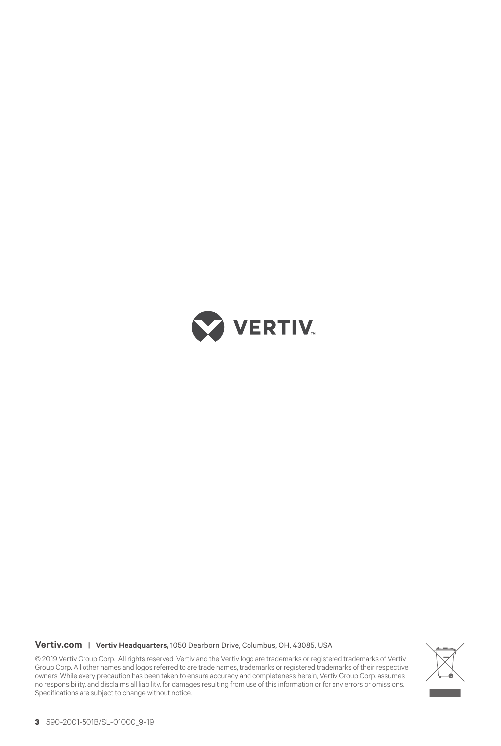**Vertiv.com** | **Vertiv Headquarters,** 1050 Dearborn Drive, Columbus, OH, 43085, USA

© 2019 Vertiv Group Corp. All rights reserved. Vertiv and the Vertiv logo are trademarks or registered trademarks of Vertiv Group Corp. All other names and logos referred to are trade names, trademarks or registered trademarks of their respective owners. While every precaution has been taken to ensure accuracy and completeness herein, Vertiv Group Corp. assumes no responsibility, and disclaims all liability, for damages resulting from use of this information or for any errors or omissions. Specifications are subject to change without notice.

590-2001-501B/SL-01000_9-19